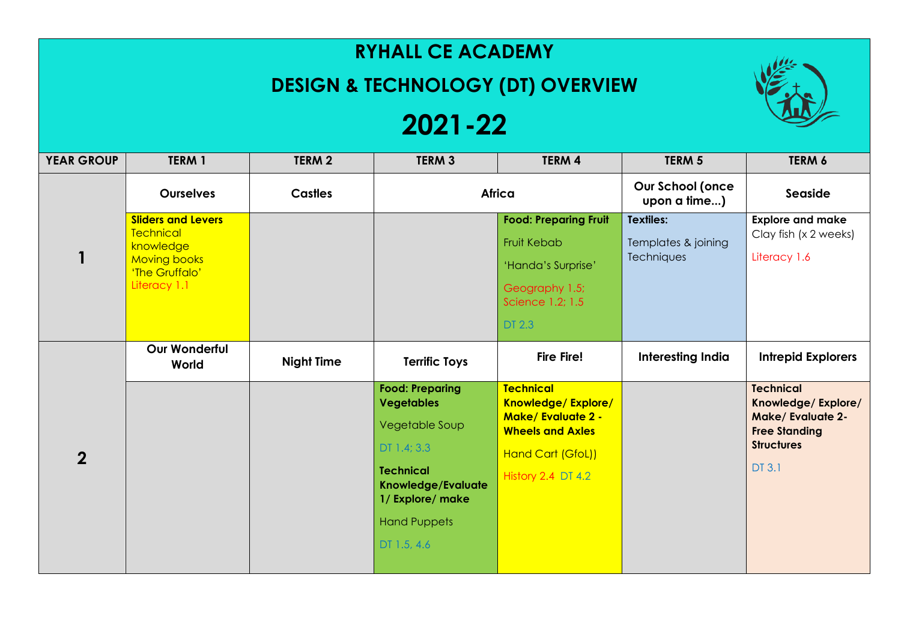# RYHALL CE ACADEMY

## DESIGN & TECHNOLOGY (DT) OVERVIEW

## 2021-22

| YEAR GROUP | TERM 1 | TERM 2 | TERM 3 | TERM 4 | TERM 5 | TERM 6 |
|---|---|---|---|---|---|---|
| **1** | **Ourselves** | **Castles** | **Africa** | | **Our School (once upon a time...)** | **Seaside** |
| | **Sliders and Levers** Technical knowledge Moving books 'The Gruffalo' Literacy 1.1 | | | **Food: Preparing Fruit** Fruit Kebab 'Handa's Surprise' Geography 1.5; Science 1.2; 1.5 DT 2.3 | **Textiles:** Templates & joining Techniques | **Explore and make** Clay fish (x 2 weeks) Literacy 1.6 |
| **2** | **Our Wonderful World** | **Night Time** | **Terrific Toys** | **Fire Fire!** | **Interesting India** | **Intrepid Explorers** |
| | | | **Food: Preparing Vegetables** Vegetable Soup DT 1.4; 3.3 **Technical Knowledge/Evaluate 1/ Explore/ make** Hand Puppets DT 1.5, 4.6 | **Technical Knowledge/ Explore/ Make/ Evaluate 2 - Wheels and Axles** Hand Cart (GfoL)) History 2.4 DT 4.2 | | **Technical Knowledge/ Explore/ Make/ Evaluate 2- Free Standing Structures** DT 3.1 |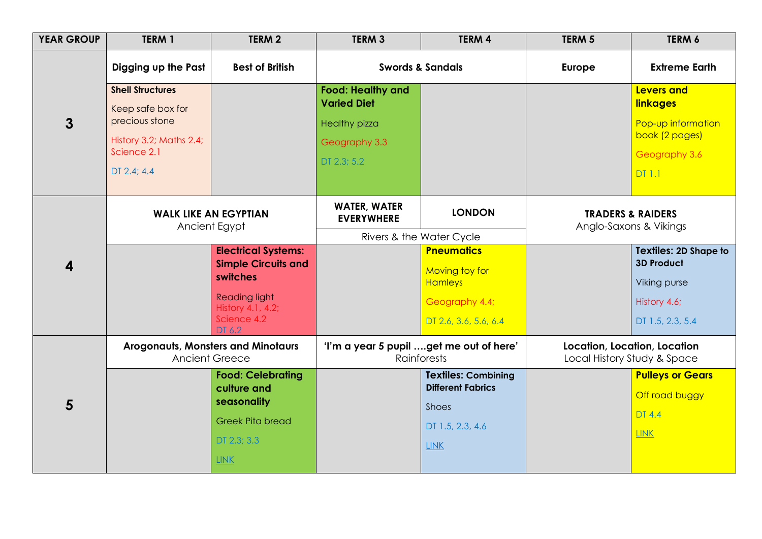| YEAR GROUP | TERM 1 | TERM 2 | TERM 3 | TERM 4 | TERM 5 | TERM 6 |
|---|---|---|---|---|---|---|
| 3 | **Digging up the Past** | **Best of British** | **Swords & Sandals** | | **Europe** | **Extreme Earth** |
| | **Shell Structures**<br>Keep safe box for precious stone<br>History 3.2; Maths 2.4; Science 2.1<br>DT 2.4; 4.4 | | **Food: Healthy and Varied Diet**<br>Healthy pizza<br>Geography 3.3<br>DT 2.3; 5.2 | | | **Levers and linkages**<br>Pop-up information book (2 pages)<br>Geography 3.6<br>DT 1.1 |
| 4 | **WALK LIKE AN EGYPTIAN**<br>Ancient Egypt | | **WATER, WATER EVERYWHERE**<br>Rivers & the Water Cycle | **LONDON** | **TRADERS & RAIDERS**<br>Anglo-Saxons & Vikings | |
| | | **Electrical Systems: Simple Circuits and switches**<br>Reading light<br>History 4.1, 4.2; Science 4.2<br>DT 6.2 | | **Pneumatics**<br>Moving toy for Hamleys<br>Geography 4.4;<br>DT 2.6, 3.6, 5.6, 6.4 | | **Textiles: 2D Shape to 3D Product**<br>Viking purse<br>History 4.6;<br>DT 1.5, 2.3, 5.4 |
| 5 | **Arogonauts, Monsters and Minotaurs**<br>Ancient Greece | | **'I'm a year 5 pupil ….get me out of here'**<br>Rainforests | | **Location, Location, Location**<br>Local History Study & Space | |
| | | **Food: Celebrating culture and seasonality**<br>Greek Pita bread<br>DT 2.3; 3.3<br>LINK | | **Textiles: Combining Different Fabrics**<br>Shoes<br>DT 1.5, 2.3, 4.6<br>LINK | | **Pulleys or Gears**<br>Off road buggy<br>DT 4.4<br>LINK |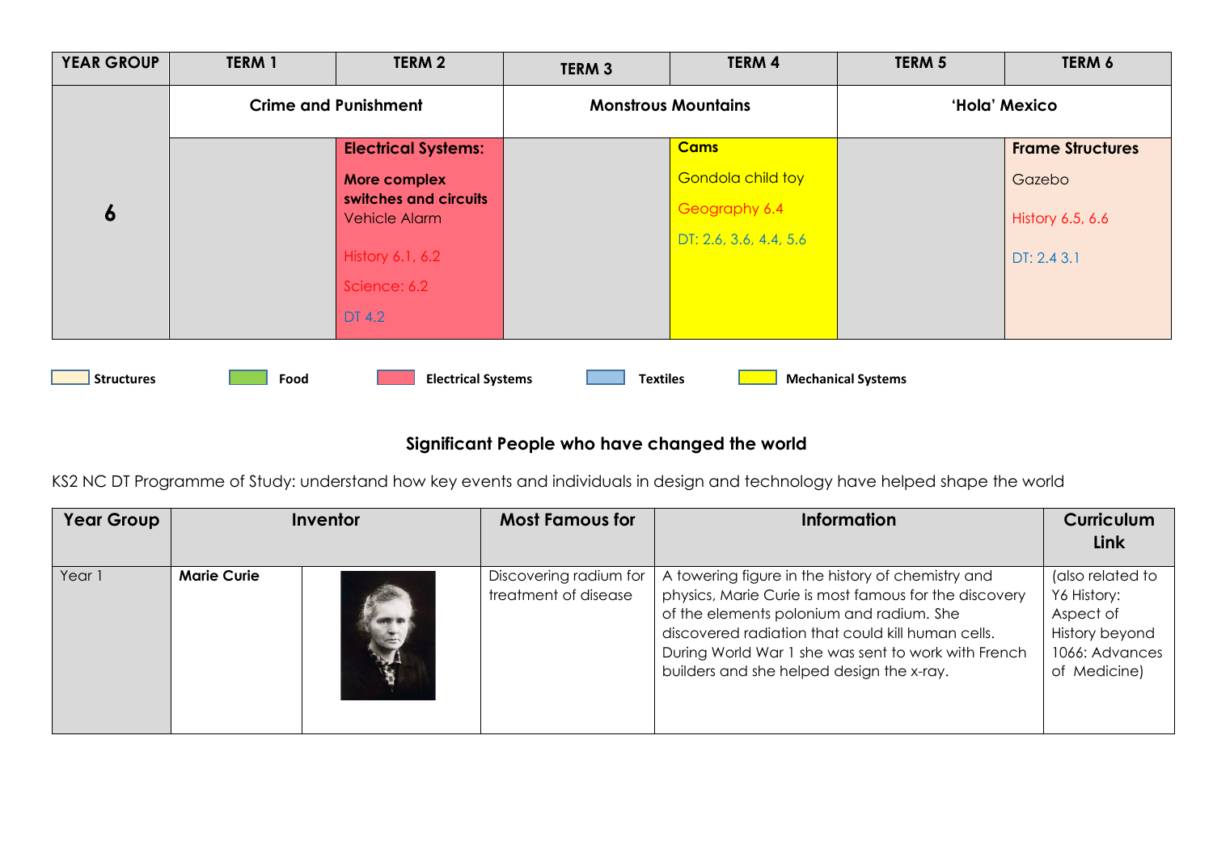| YEAR GROUP | TERM 1 | TERM 2 | TERM 3 | TERM 4 | TERM 5 | TERM 6 |
|---|---|---|---|---|---|---|
| 6 | Crime and Punishment | | Monstrous Mountains | | 'Hola' Mexico | |
| | | **Electrical Systems:** **More complex switches and circuits** Vehicle Alarm History 6.1, 6.2 Science: 6.2 DT 4.2 | | **Cams** Gondola child toy Geography 6.4 DT: 2.6, 3.6, 4.4, 5.6 | | **Frame Structures** Gazebo History 6.5, 6.6 DT: 2.4 3.1 |

**Structures** **Food** **Electrical Systems** **Textiles** **Mechanical Systems**

## Significant People who have changed the world

KS2 NC DT Programme of Study: understand how key events and individuals in design and technology have helped shape the world

| Year Group | Inventor | | Most Famous for | Information | Curriculum Link |
|---|---|---|---|---|---|
| Year 1 | **Marie Curie** | | Discovering radium for treatment of disease | A towering figure in the history of chemistry and physics, Marie Curie is most famous for the discovery of the elements polonium and radium. She discovered radiation that could kill human cells. During World War 1 she was sent to work with French builders and she helped design the x-ray. | (also related to Y6 History: Aspect of History beyond 1066: Advances of Medicine) |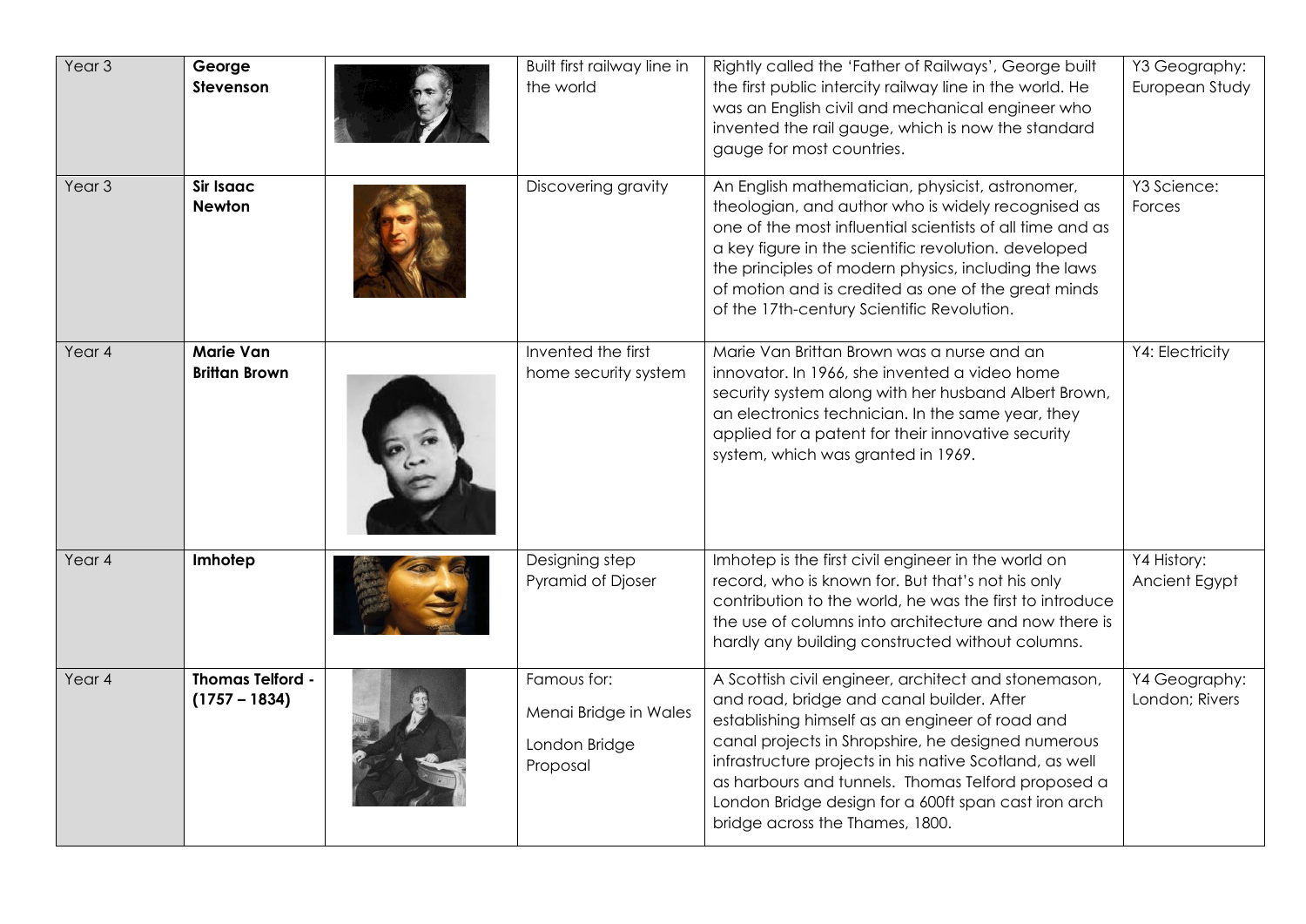| Year 3 | **George Stevenson** | | Built first railway line in the world | Rightly called the 'Father of Railways', George built the first public intercity railway line in the world. He was an English civil and mechanical engineer who invented the rail gauge, which is now the standard gauge for most countries. | Y3 Geography: European Study |
|---|---|---|---|---|---|
| Year 3 | **Sir Isaac Newton** | | Discovering gravity | An English mathematician, physicist, astronomer, theologian, and author who is widely recognised as one of the most influential scientists of all time and as a key figure in the scientific revolution. developed the principles of modern physics, including the laws of motion and is credited as one of the great minds of the 17th-century Scientific Revolution. | Y3 Science: Forces |
| Year 4 | **Marie Van Brittan Brown** | | Invented the first home security system | Marie Van Brittan Brown was a nurse and an innovator. In 1966, she invented a video home security system along with her husband Albert Brown, an electronics technician. In the same year, they applied for a patent for their innovative security system, which was granted in 1969. | Y4: Electricity |
| Year 4 | **Imhotep** | | Designing step Pyramid of Djoser | Imhotep is the first civil engineer in the world on record, who is known for. But that's not his only contribution to the world, he was the first to introduce the use of columns into architecture and now there is hardly any building constructed without columns. | Y4 History: Ancient Egypt |
| Year 4 | **Thomas Telford - (1757 – 1834)** | | Famous for:<br><br>Menai Bridge in Wales<br><br>London Bridge Proposal | A Scottish civil engineer, architect and stonemason, and road, bridge and canal builder. After establishing himself as an engineer of road and canal projects in Shropshire, he designed numerous infrastructure projects in his native Scotland, as well as harbours and tunnels. Thomas Telford proposed a London Bridge design for a 600ft span cast iron arch bridge across the Thames, 1800. | Y4 Geography: London; Rivers |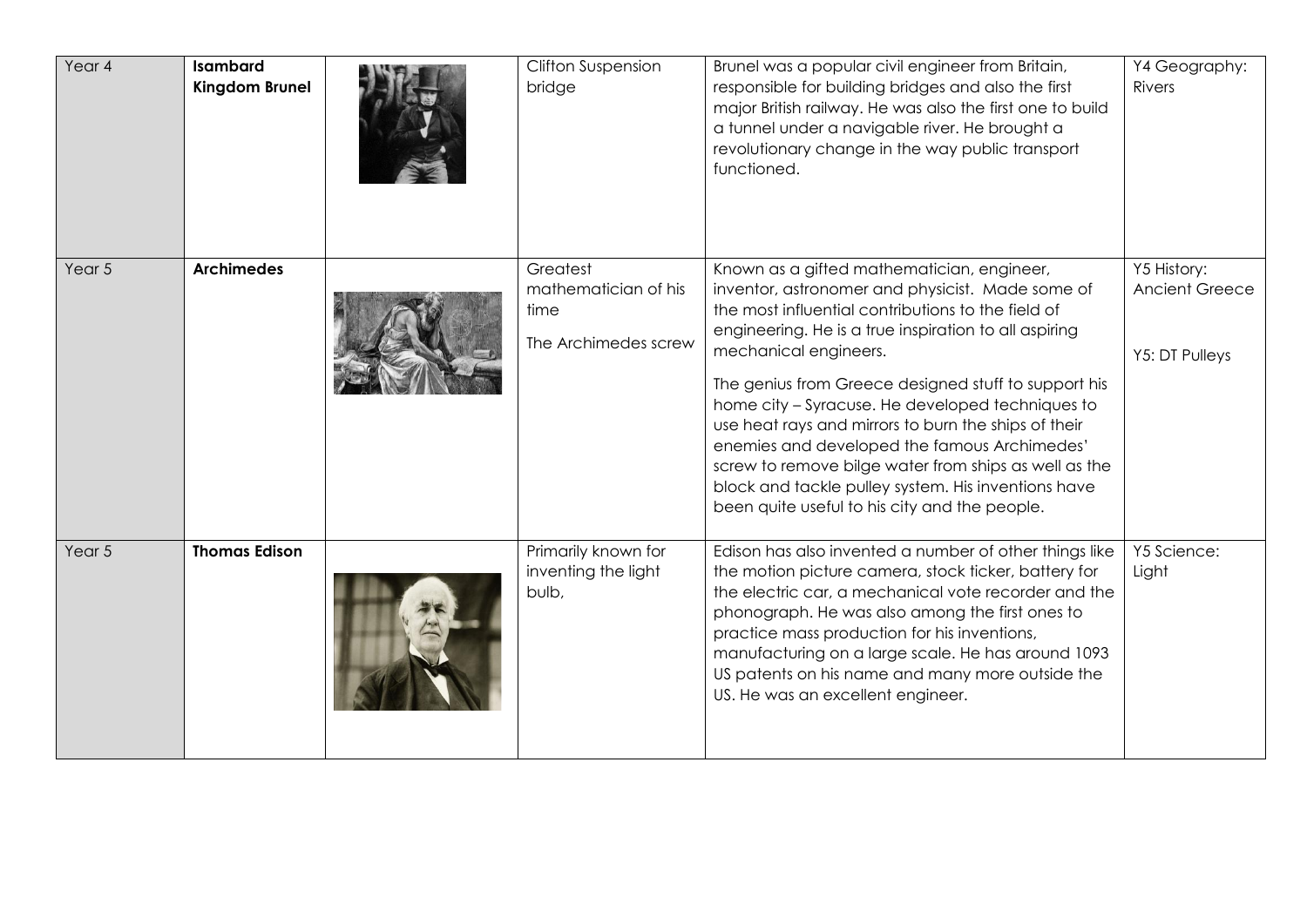| Year 4 | **Isambard Kingdom Brunel** | | Clifton Suspension bridge | Brunel was a popular civil engineer from Britain, responsible for building bridges and also the first major British railway. He was also the first one to build a tunnel under a navigable river. He brought a revolutionary change in the way public transport functioned. | Y4 Geography: Rivers |
|---|---|---|---|---|---|
| Year 5 | **Archimedes** | | Greatest mathematician of his time<br><br>The Archimedes screw | Known as a gifted mathematician, engineer, inventor, astronomer and physicist. Made some of the most influential contributions to the field of engineering. He is a true inspiration to all aspiring mechanical engineers.<br><br>The genius from Greece designed stuff to support his home city – Syracuse. He developed techniques to use heat rays and mirrors to burn the ships of their enemies and developed the famous Archimedes' screw to remove bilge water from ships as well as the block and tackle pulley system. His inventions have been quite useful to his city and the people. | Y5 History: Ancient Greece<br><br>Y5: DT Pulleys |
| Year 5 | **Thomas Edison** | | Primarily known for inventing the light bulb, | Edison has also invented a number of other things like the motion picture camera, stock ticker, battery for the electric car, a mechanical vote recorder and the phonograph. He was also among the first ones to practice mass production for his inventions, manufacturing on a large scale. He has around 1093 US patents on his name and many more outside the US. He was an excellent engineer. | Y5 Science: Light |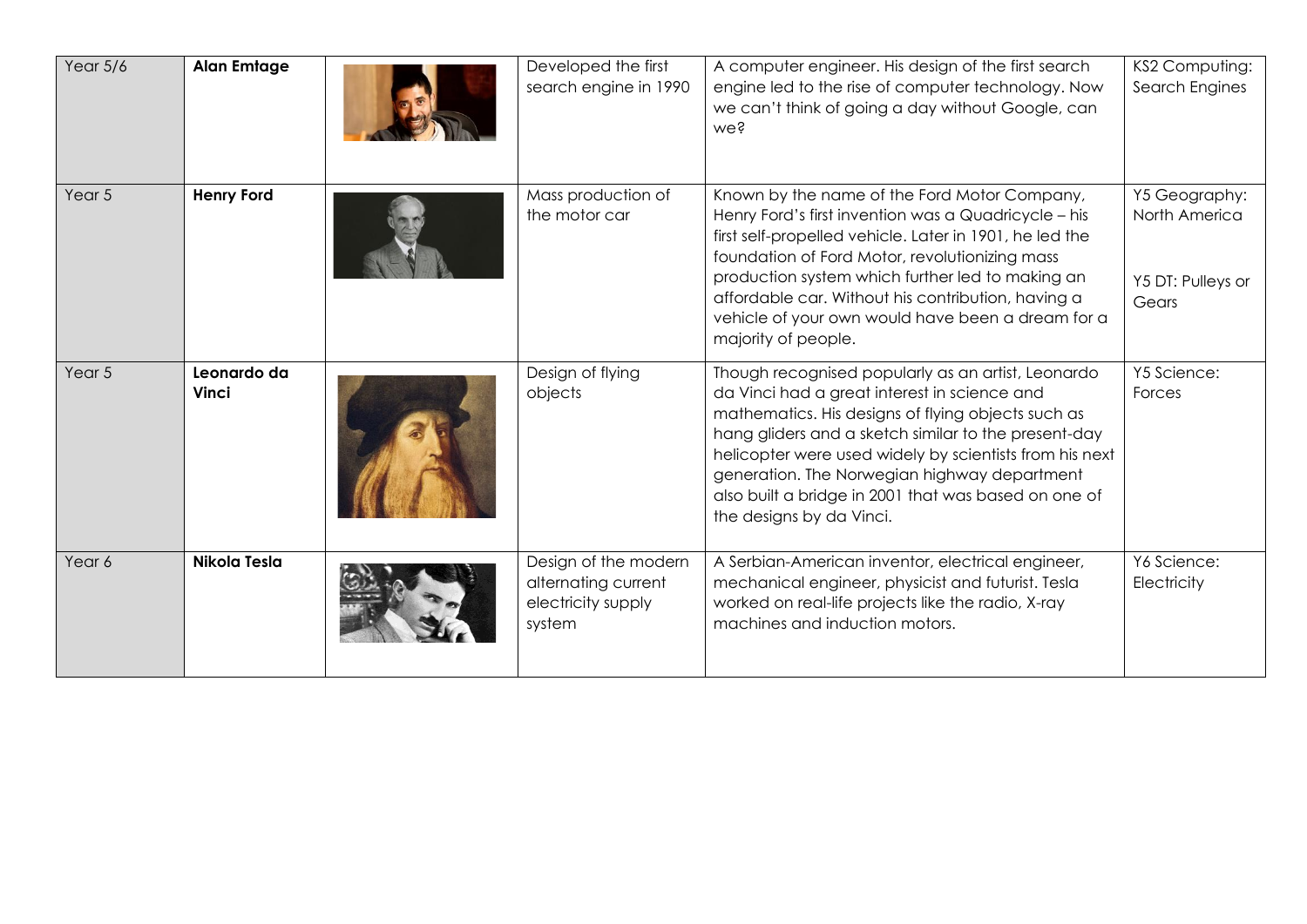| | | | | | |
|---|---|---|---|---|---|
| Year 5/6 | **Alan Emtage** | | Developed the first search engine in 1990 | A computer engineer. His design of the first search engine led to the rise of computer technology. Now we can't think of going a day without Google, can we? | KS2 Computing: Search Engines |
| Year 5 | **Henry Ford** | | Mass production of the motor car | Known by the name of the Ford Motor Company, Henry Ford's first invention was a Quadricycle – his first self-propelled vehicle. Later in 1901, he led the foundation of Ford Motor, revolutionizing mass production system which further led to making an affordable car. Without his contribution, having a vehicle of your own would have been a dream for a majority of people. | Y5 Geography: North America<br><br>Y5 DT: Pulleys or Gears |
| Year 5 | **Leonardo da Vinci** | | Design of flying objects | Though recognised popularly as an artist, Leonardo da Vinci had a great interest in science and mathematics. His designs of flying objects such as hang gliders and a sketch similar to the present-day helicopter were used widely by scientists from his next generation. The Norwegian highway department also built a bridge in 2001 that was based on one of the designs by da Vinci. | Y5 Science: Forces |
| Year 6 | **Nikola Tesla** | | Design of the modern alternating current electricity supply system | A Serbian-American inventor, electrical engineer, mechanical engineer, physicist and futurist. Tesla worked on real-life projects like the radio, X-ray machines and induction motors. | Y6 Science: Electricity |